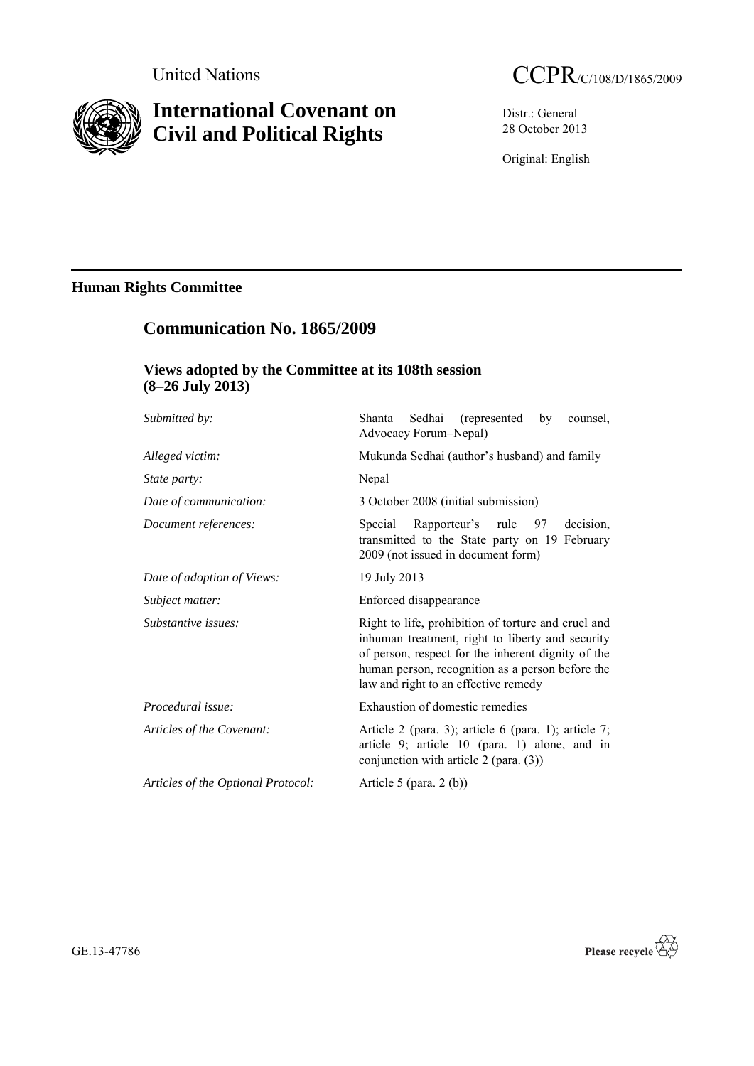United Nations

# CCPR/C/108/D/1865/2009

# International Covenant on Civil and Political Rights

Distr.: General
28 October 2013

Original: English

## Human Rights Committee

## Communication No. 1865/2009

### Views adopted by the Committee at its 108th session (8–26 July 2013)

| | |
|---|---|
| *Submitted by:* | Shanta Sedhai (represented by counsel, Advocacy Forum–Nepal) |
| *Alleged victim:* | Mukunda Sedhai (author's husband) and family |
| *State party:* | Nepal |
| *Date of communication:* | 3 October 2008 (initial submission) |
| *Document references:* | Special Rapporteur's rule 97 decision, transmitted to the State party on 19 February 2009 (not issued in document form) |
| *Date of adoption of Views:* | 19 July 2013 |
| *Subject matter:* | Enforced disappearance |
| *Substantive issues:* | Right to life, prohibition of torture and cruel and inhuman treatment, right to liberty and security of person, respect for the inherent dignity of the human person, recognition as a person before the law and right to an effective remedy |
| *Procedural issue:* | Exhaustion of domestic remedies |
| *Articles of the Covenant:* | Article 2 (para. 3); article 6 (para. 1); article 7; article 9; article 10 (para. 1) alone, and in conjunction with article 2 (para. (3)) |
| *Articles of the Optional Protocol:* | Article 5 (para. 2 (b)) |

GE.13-47786

Please recycle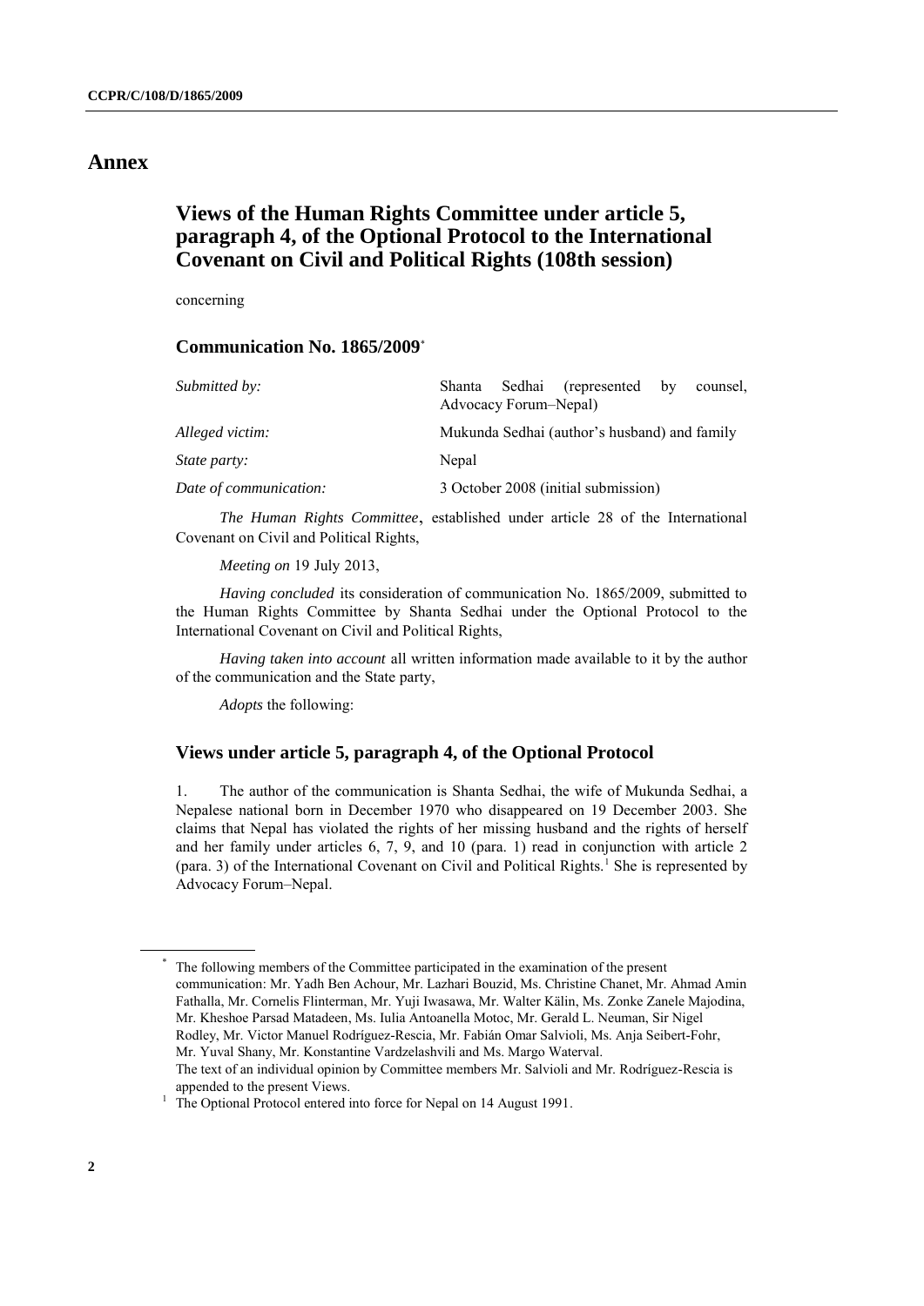# Annex

## Views of the Human Rights Committee under article 5, paragraph 4, of the Optional Protocol to the International Covenant on Civil and Political Rights (108th session)

concerning

### Communication No. 1865/2009*

| | |
|---|---|
| *Submitted by:* | Shanta Sedhai (represented by counsel, Advocacy Forum–Nepal) |
| *Alleged victim:* | Mukunda Sedhai (author's husband) and family |
| *State party:* | Nepal |
| *Date of communication:* | 3 October 2008 (initial submission) |

*The Human Rights Committee*, established under article 28 of the International Covenant on Civil and Political Rights,

*Meeting on* 19 July 2013,

*Having concluded* its consideration of communication No. 1865/2009, submitted to the Human Rights Committee by Shanta Sedhai under the Optional Protocol to the International Covenant on Civil and Political Rights,

*Having taken into account* all written information made available to it by the author of the communication and the State party,

*Adopts* the following:

### Views under article 5, paragraph 4, of the Optional Protocol

1. The author of the communication is Shanta Sedhai, the wife of Mukunda Sedhai, a Nepalese national born in December 1970 who disappeared on 19 December 2003. She claims that Nepal has violated the rights of her missing husband and the rights of herself and her family under articles 6, 7, 9, and 10 (para. 1) read in conjunction with article 2 (para. 3) of the International Covenant on Civil and Political Rights.[1] She is represented by Advocacy Forum–Nepal.

---

\* The following members of the Committee participated in the examination of the present communication: Mr. Yadh Ben Achour, Mr. Lazhari Bouzid, Ms. Christine Chanet, Mr. Ahmad Amin Fathalla, Mr. Cornelis Flinterman, Mr. Yuji Iwasawa, Mr. Walter Kälin, Ms. Zonke Zanele Majodina, Mr. Kheshoe Parsad Matadeen, Ms. Iulia Antoanella Motoc, Mr. Gerald L. Neuman, Sir Nigel Rodley, Mr. Victor Manuel Rodríguez-Rescia, Mr. Fabián Omar Salvioli, Ms. Anja Seibert-Fohr, Mr. Yuval Shany, Mr. Konstantine Vardzelashvili and Ms. Margo Waterval.
The text of an individual opinion by Committee members Mr. Salvioli and Mr. Rodríguez-Rescia is appended to the present Views.

[1] The Optional Protocol entered into force for Nepal on 14 August 1991.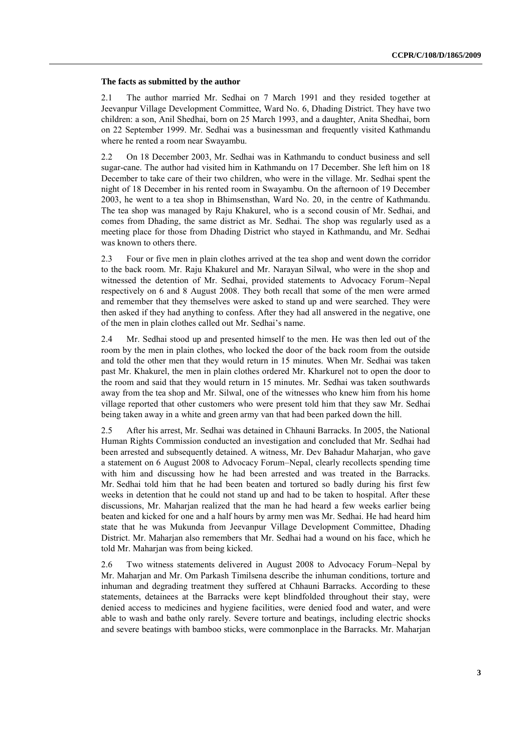### The facts as submitted by the author

2.1 The author married Mr. Sedhai on 7 March 1991 and they resided together at Jeevanpur Village Development Committee, Ward No. 6, Dhading District. They have two children: a son, Anil Shedhai, born on 25 March 1993, and a daughter, Anita Shedhai, born on 22 September 1999. Mr. Sedhai was a businessman and frequently visited Kathmandu where he rented a room near Swayambu.

2.2 On 18 December 2003, Mr. Sedhai was in Kathmandu to conduct business and sell sugar-cane. The author had visited him in Kathmandu on 17 December. She left him on 18 December to take care of their two children, who were in the village. Mr. Sedhai spent the night of 18 December in his rented room in Swayambu. On the afternoon of 19 December 2003, he went to a tea shop in Bhimsensthan, Ward No. 20, in the centre of Kathmandu. The tea shop was managed by Raju Khakurel, who is a second cousin of Mr. Sedhai, and comes from Dhading, the same district as Mr. Sedhai. The shop was regularly used as a meeting place for those from Dhading District who stayed in Kathmandu, and Mr. Sedhai was known to others there.

2.3 Four or five men in plain clothes arrived at the tea shop and went down the corridor to the back room. Mr. Raju Khakurel and Mr. Narayan Silwal, who were in the shop and witnessed the detention of Mr. Sedhai, provided statements to Advocacy Forum–Nepal respectively on 6 and 8 August 2008. They both recall that some of the men were armed and remember that they themselves were asked to stand up and were searched. They were then asked if they had anything to confess. After they had all answered in the negative, one of the men in plain clothes called out Mr. Sedhai's name.

2.4 Mr. Sedhai stood up and presented himself to the men. He was then led out of the room by the men in plain clothes, who locked the door of the back room from the outside and told the other men that they would return in 15 minutes. When Mr. Sedhai was taken past Mr. Khakurel, the men in plain clothes ordered Mr. Kharkurel not to open the door to the room and said that they would return in 15 minutes. Mr. Sedhai was taken southwards away from the tea shop and Mr. Silwal, one of the witnesses who knew him from his home village reported that other customers who were present told him that they saw Mr. Sedhai being taken away in a white and green army van that had been parked down the hill.

2.5 After his arrest, Mr. Sedhai was detained in Chhauni Barracks. In 2005, the National Human Rights Commission conducted an investigation and concluded that Mr. Sedhai had been arrested and subsequently detained. A witness, Mr. Dev Bahadur Maharjan, who gave a statement on 6 August 2008 to Advocacy Forum–Nepal, clearly recollects spending time with him and discussing how he had been arrested and was treated in the Barracks. Mr. Sedhai told him that he had been beaten and tortured so badly during his first few weeks in detention that he could not stand up and had to be taken to hospital. After these discussions, Mr. Maharjan realized that the man he had heard a few weeks earlier being beaten and kicked for one and a half hours by army men was Mr. Sedhai. He had heard him state that he was Mukunda from Jeevanpur Village Development Committee, Dhading District. Mr. Maharjan also remembers that Mr. Sedhai had a wound on his face, which he told Mr. Maharjan was from being kicked.

2.6 Two witness statements delivered in August 2008 to Advocacy Forum–Nepal by Mr. Maharjan and Mr. Om Parkash Timilsena describe the inhuman conditions, torture and inhuman and degrading treatment they suffered at Chhauni Barracks. According to these statements, detainees at the Barracks were kept blindfolded throughout their stay, were denied access to medicines and hygiene facilities, were denied food and water, and were able to wash and bathe only rarely. Severe torture and beatings, including electric shocks and severe beatings with bamboo sticks, were commonplace in the Barracks. Mr. Maharjan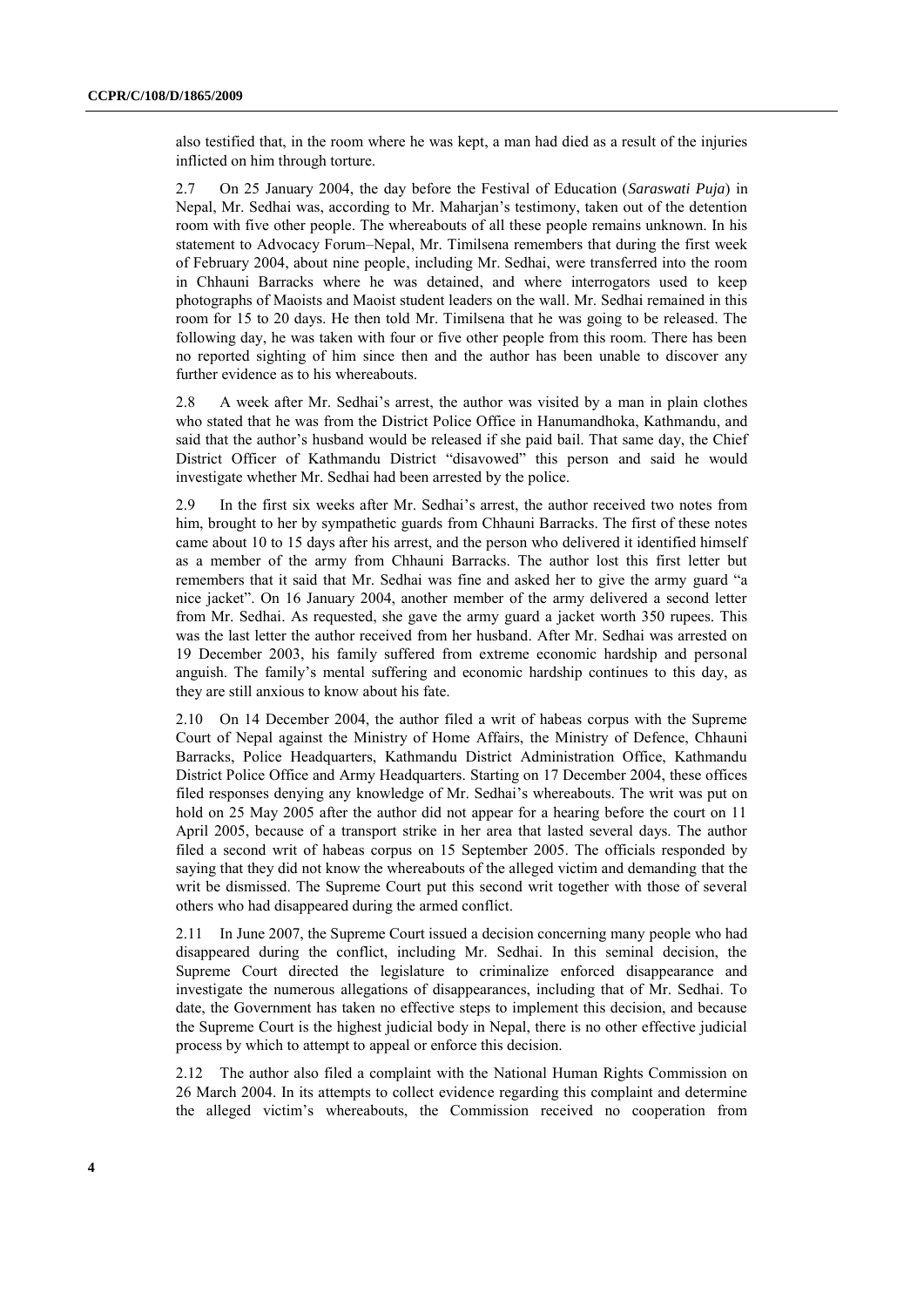also testified that, in the room where he was kept, a man had died as a result of the injuries inflicted on him through torture.

2.7 On 25 January 2004, the day before the Festival of Education (*Saraswati Puja*) in Nepal, Mr. Sedhai was, according to Mr. Maharjan's testimony, taken out of the detention room with five other people. The whereabouts of all these people remains unknown. In his statement to Advocacy Forum–Nepal, Mr. Timilsena remembers that during the first week of February 2004, about nine people, including Mr. Sedhai, were transferred into the room in Chhauni Barracks where he was detained, and where interrogators used to keep photographs of Maoists and Maoist student leaders on the wall. Mr. Sedhai remained in this room for 15 to 20 days. He then told Mr. Timilsena that he was going to be released. The following day, he was taken with four or five other people from this room. There has been no reported sighting of him since then and the author has been unable to discover any further evidence as to his whereabouts.

2.8 A week after Mr. Sedhai's arrest, the author was visited by a man in plain clothes who stated that he was from the District Police Office in Hanumandhoka, Kathmandu, and said that the author's husband would be released if she paid bail. That same day, the Chief District Officer of Kathmandu District "disavowed" this person and said he would investigate whether Mr. Sedhai had been arrested by the police.

2.9 In the first six weeks after Mr. Sedhai's arrest, the author received two notes from him, brought to her by sympathetic guards from Chhauni Barracks. The first of these notes came about 10 to 15 days after his arrest, and the person who delivered it identified himself as a member of the army from Chhauni Barracks. The author lost this first letter but remembers that it said that Mr. Sedhai was fine and asked her to give the army guard "a nice jacket". On 16 January 2004, another member of the army delivered a second letter from Mr. Sedhai. As requested, she gave the army guard a jacket worth 350 rupees. This was the last letter the author received from her husband. After Mr. Sedhai was arrested on 19 December 2003, his family suffered from extreme economic hardship and personal anguish. The family's mental suffering and economic hardship continues to this day, as they are still anxious to know about his fate.

2.10 On 14 December 2004, the author filed a writ of habeas corpus with the Supreme Court of Nepal against the Ministry of Home Affairs, the Ministry of Defence, Chhauni Barracks, Police Headquarters, Kathmandu District Administration Office, Kathmandu District Police Office and Army Headquarters. Starting on 17 December 2004, these offices filed responses denying any knowledge of Mr. Sedhai's whereabouts. The writ was put on hold on 25 May 2005 after the author did not appear for a hearing before the court on 11 April 2005, because of a transport strike in her area that lasted several days. The author filed a second writ of habeas corpus on 15 September 2005. The officials responded by saying that they did not know the whereabouts of the alleged victim and demanding that the writ be dismissed. The Supreme Court put this second writ together with those of several others who had disappeared during the armed conflict.

2.11 In June 2007, the Supreme Court issued a decision concerning many people who had disappeared during the conflict, including Mr. Sedhai. In this seminal decision, the Supreme Court directed the legislature to criminalize enforced disappearance and investigate the numerous allegations of disappearances, including that of Mr. Sedhai. To date, the Government has taken no effective steps to implement this decision, and because the Supreme Court is the highest judicial body in Nepal, there is no other effective judicial process by which to attempt to appeal or enforce this decision.

2.12 The author also filed a complaint with the National Human Rights Commission on 26 March 2004. In its attempts to collect evidence regarding this complaint and determine the alleged victim's whereabouts, the Commission received no cooperation from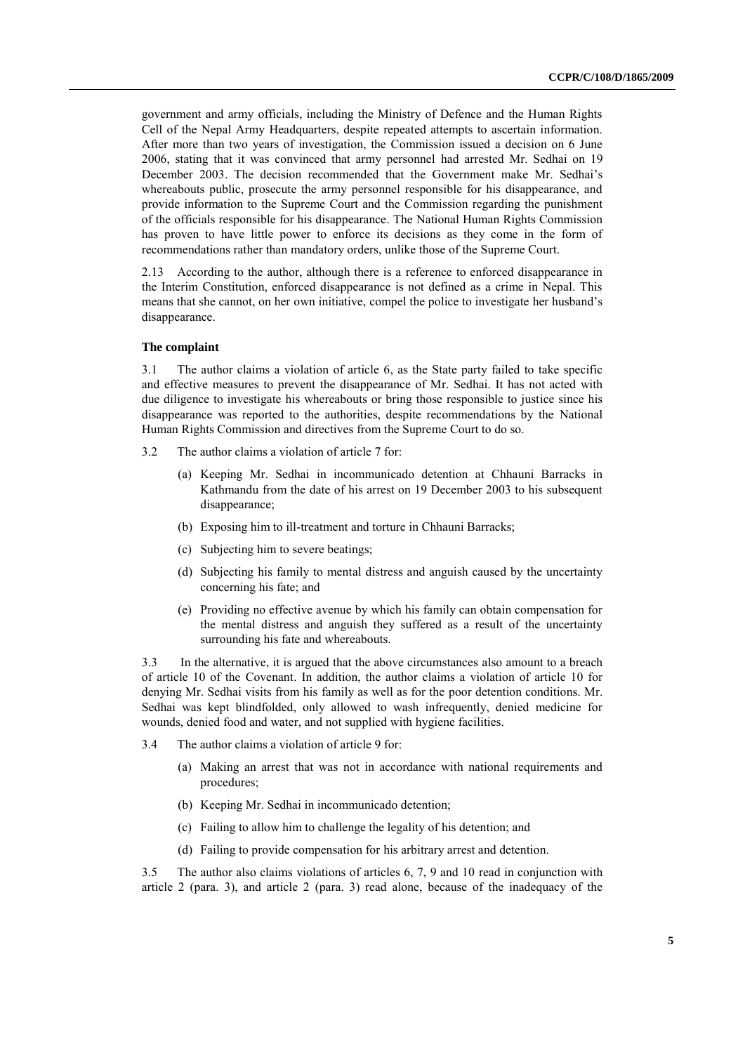government and army officials, including the Ministry of Defence and the Human Rights Cell of the Nepal Army Headquarters, despite repeated attempts to ascertain information. After more than two years of investigation, the Commission issued a decision on 6 June 2006, stating that it was convinced that army personnel had arrested Mr. Sedhai on 19 December 2003. The decision recommended that the Government make Mr. Sedhai's whereabouts public, prosecute the army personnel responsible for his disappearance, and provide information to the Supreme Court and the Commission regarding the punishment of the officials responsible for his disappearance. The National Human Rights Commission has proven to have little power to enforce its decisions as they come in the form of recommendations rather than mandatory orders, unlike those of the Supreme Court.

2.13 According to the author, although there is a reference to enforced disappearance in the Interim Constitution, enforced disappearance is not defined as a crime in Nepal. This means that she cannot, on her own initiative, compel the police to investigate her husband's disappearance.

### The complaint

3.1 The author claims a violation of article 6, as the State party failed to take specific and effective measures to prevent the disappearance of Mr. Sedhai. It has not acted with due diligence to investigate his whereabouts or bring those responsible to justice since his disappearance was reported to the authorities, despite recommendations by the National Human Rights Commission and directives from the Supreme Court to do so.

3.2 The author claims a violation of article 7 for:

(a) Keeping Mr. Sedhai in incommunicado detention at Chhauni Barracks in Kathmandu from the date of his arrest on 19 December 2003 to his subsequent disappearance;

(b) Exposing him to ill-treatment and torture in Chhauni Barracks;

(c) Subjecting him to severe beatings;

(d) Subjecting his family to mental distress and anguish caused by the uncertainty concerning his fate; and

(e) Providing no effective avenue by which his family can obtain compensation for the mental distress and anguish they suffered as a result of the uncertainty surrounding his fate and whereabouts.

3.3 In the alternative, it is argued that the above circumstances also amount to a breach of article 10 of the Covenant. In addition, the author claims a violation of article 10 for denying Mr. Sedhai visits from his family as well as for the poor detention conditions. Mr. Sedhai was kept blindfolded, only allowed to wash infrequently, denied medicine for wounds, denied food and water, and not supplied with hygiene facilities.

3.4 The author claims a violation of article 9 for:

(a) Making an arrest that was not in accordance with national requirements and procedures;

(b) Keeping Mr. Sedhai in incommunicado detention;

(c) Failing to allow him to challenge the legality of his detention; and

(d) Failing to provide compensation for his arbitrary arrest and detention.

3.5 The author also claims violations of articles 6, 7, 9 and 10 read in conjunction with article 2 (para. 3), and article 2 (para. 3) read alone, because of the inadequacy of the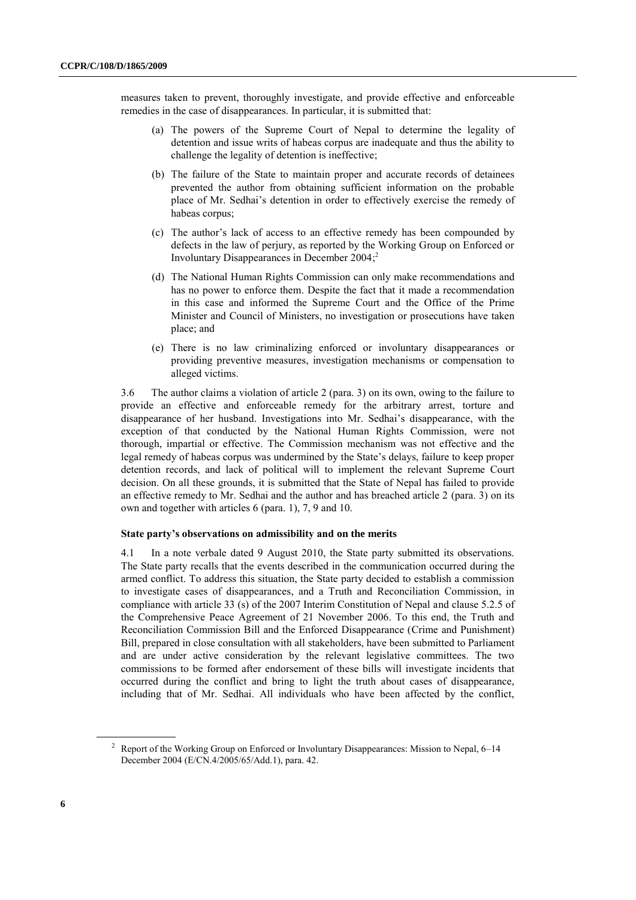measures taken to prevent, thoroughly investigate, and provide effective and enforceable remedies in the case of disappearances. In particular, it is submitted that:

(a) The powers of the Supreme Court of Nepal to determine the legality of detention and issue writs of habeas corpus are inadequate and thus the ability to challenge the legality of detention is ineffective;

(b) The failure of the State to maintain proper and accurate records of detainees prevented the author from obtaining sufficient information on the probable place of Mr. Sedhai's detention in order to effectively exercise the remedy of habeas corpus;

(c) The author's lack of access to an effective remedy has been compounded by defects in the law of perjury, as reported by the Working Group on Enforced or Involuntary Disappearances in December 2004;[2]

(d) The National Human Rights Commission can only make recommendations and has no power to enforce them. Despite the fact that it made a recommendation in this case and informed the Supreme Court and the Office of the Prime Minister and Council of Ministers, no investigation or prosecutions have taken place; and

(e) There is no law criminalizing enforced or involuntary disappearances or providing preventive measures, investigation mechanisms or compensation to alleged victims.

3.6 The author claims a violation of article 2 (para. 3) on its own, owing to the failure to provide an effective and enforceable remedy for the arbitrary arrest, torture and disappearance of her husband. Investigations into Mr. Sedhai's disappearance, with the exception of that conducted by the National Human Rights Commission, were not thorough, impartial or effective. The Commission mechanism was not effective and the legal remedy of habeas corpus was undermined by the State's delays, failure to keep proper detention records, and lack of political will to implement the relevant Supreme Court decision. On all these grounds, it is submitted that the State of Nepal has failed to provide an effective remedy to Mr. Sedhai and the author and has breached article 2 (para. 3) on its own and together with articles 6 (para. 1), 7, 9 and 10.

### State party's observations on admissibility and on the merits

4.1 In a note verbale dated 9 August 2010, the State party submitted its observations. The State party recalls that the events described in the communication occurred during the armed conflict. To address this situation, the State party decided to establish a commission to investigate cases of disappearances, and a Truth and Reconciliation Commission, in compliance with article 33 (s) of the 2007 Interim Constitution of Nepal and clause 5.2.5 of the Comprehensive Peace Agreement of 21 November 2006. To this end, the Truth and Reconciliation Commission Bill and the Enforced Disappearance (Crime and Punishment) Bill, prepared in close consultation with all stakeholders, have been submitted to Parliament and are under active consideration by the relevant legislative committees. The two commissions to be formed after endorsement of these bills will investigate incidents that occurred during the conflict and bring to light the truth about cases of disappearance, including that of Mr. Sedhai. All individuals who have been affected by the conflict,

---

[2] Report of the Working Group on Enforced or Involuntary Disappearances: Mission to Nepal, 6–14 December 2004 (E/CN.4/2005/65/Add.1), para. 42.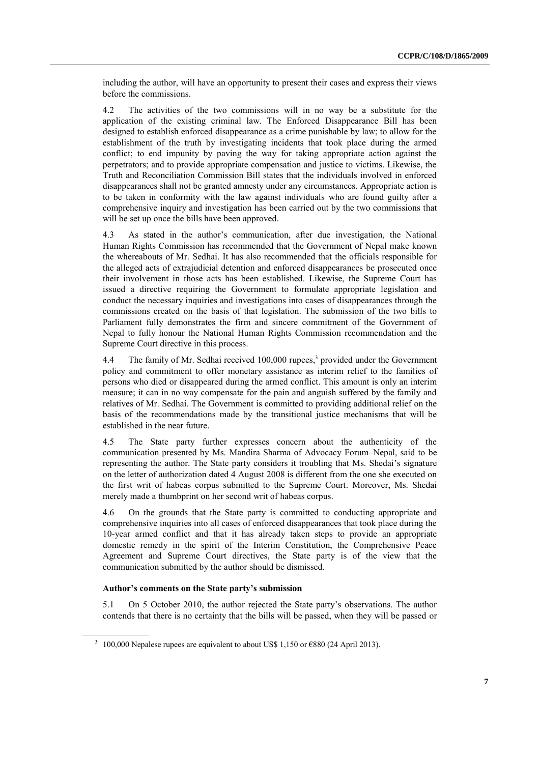including the author, will have an opportunity to present their cases and express their views before the commissions.

4.2 The activities of the two commissions will in no way be a substitute for the application of the existing criminal law. The Enforced Disappearance Bill has been designed to establish enforced disappearance as a crime punishable by law; to allow for the establishment of the truth by investigating incidents that took place during the armed conflict; to end impunity by paving the way for taking appropriate action against the perpetrators; and to provide appropriate compensation and justice to victims. Likewise, the Truth and Reconciliation Commission Bill states that the individuals involved in enforced disappearances shall not be granted amnesty under any circumstances. Appropriate action is to be taken in conformity with the law against individuals who are found guilty after a comprehensive inquiry and investigation has been carried out by the two commissions that will be set up once the bills have been approved.

4.3 As stated in the author's communication, after due investigation, the National Human Rights Commission has recommended that the Government of Nepal make known the whereabouts of Mr. Sedhai. It has also recommended that the officials responsible for the alleged acts of extrajudicial detention and enforced disappearances be prosecuted once their involvement in those acts has been established. Likewise, the Supreme Court has issued a directive requiring the Government to formulate appropriate legislation and conduct the necessary inquiries and investigations into cases of disappearances through the commissions created on the basis of that legislation. The submission of the two bills to Parliament fully demonstrates the firm and sincere commitment of the Government of Nepal to fully honour the National Human Rights Commission recommendation and the Supreme Court directive in this process.

4.4 The family of Mr. Sedhai received 100,000 rupees,[3] provided under the Government policy and commitment to offer monetary assistance as interim relief to the families of persons who died or disappeared during the armed conflict. This amount is only an interim measure; it can in no way compensate for the pain and anguish suffered by the family and relatives of Mr. Sedhai. The Government is committed to providing additional relief on the basis of the recommendations made by the transitional justice mechanisms that will be established in the near future.

4.5 The State party further expresses concern about the authenticity of the communication presented by Ms. Mandira Sharma of Advocacy Forum–Nepal, said to be representing the author. The State party considers it troubling that Ms. Shedai's signature on the letter of authorization dated 4 August 2008 is different from the one she executed on the first writ of habeas corpus submitted to the Supreme Court. Moreover, Ms. Shedai merely made a thumbprint on her second writ of habeas corpus.

4.6 On the grounds that the State party is committed to conducting appropriate and comprehensive inquiries into all cases of enforced disappearances that took place during the 10-year armed conflict and that it has already taken steps to provide an appropriate domestic remedy in the spirit of the Interim Constitution, the Comprehensive Peace Agreement and Supreme Court directives, the State party is of the view that the communication submitted by the author should be dismissed.

**Author's comments on the State party's submission**

5.1 On 5 October 2010, the author rejected the State party's observations. The author contends that there is no certainty that the bills will be passed, when they will be passed or

[3] 100,000 Nepalese rupees are equivalent to about US$ 1,150 or €880 (24 April 2013).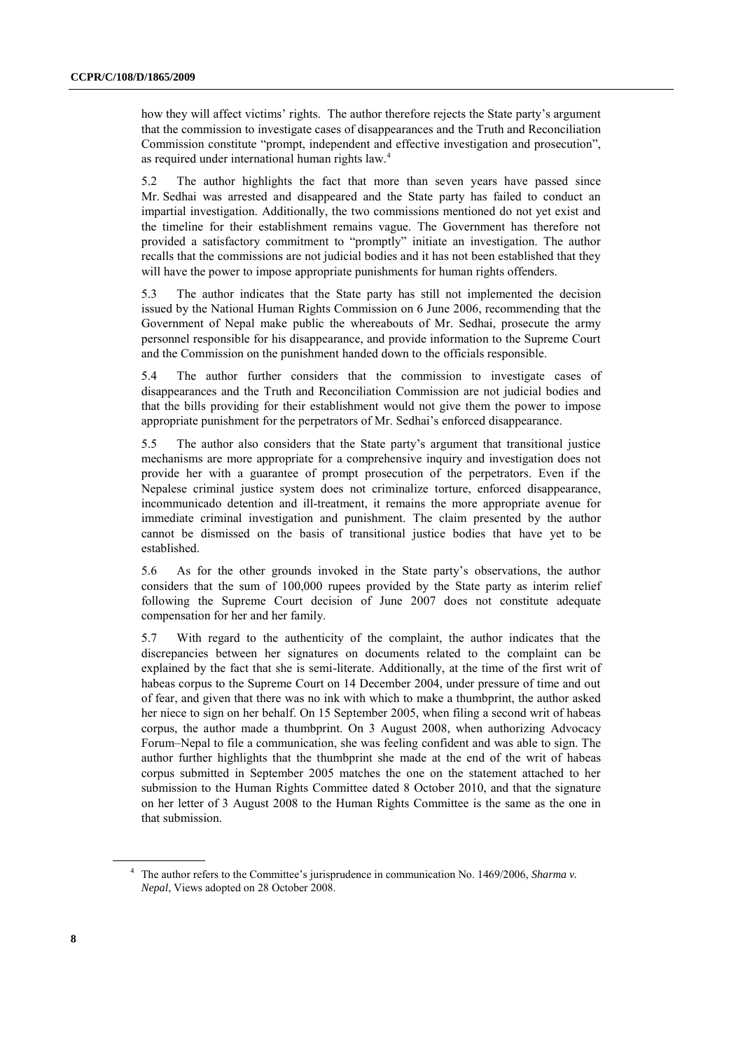how they will affect victims' rights. The author therefore rejects the State party's argument that the commission to investigate cases of disappearances and the Truth and Reconciliation Commission constitute "prompt, independent and effective investigation and prosecution", as required under international human rights law.[4]

5.2 The author highlights the fact that more than seven years have passed since Mr. Sedhai was arrested and disappeared and the State party has failed to conduct an impartial investigation. Additionally, the two commissions mentioned do not yet exist and the timeline for their establishment remains vague. The Government has therefore not provided a satisfactory commitment to "promptly" initiate an investigation. The author recalls that the commissions are not judicial bodies and it has not been established that they will have the power to impose appropriate punishments for human rights offenders.

5.3 The author indicates that the State party has still not implemented the decision issued by the National Human Rights Commission on 6 June 2006, recommending that the Government of Nepal make public the whereabouts of Mr. Sedhai, prosecute the army personnel responsible for his disappearance, and provide information to the Supreme Court and the Commission on the punishment handed down to the officials responsible.

5.4 The author further considers that the commission to investigate cases of disappearances and the Truth and Reconciliation Commission are not judicial bodies and that the bills providing for their establishment would not give them the power to impose appropriate punishment for the perpetrators of Mr. Sedhai's enforced disappearance.

5.5 The author also considers that the State party's argument that transitional justice mechanisms are more appropriate for a comprehensive inquiry and investigation does not provide her with a guarantee of prompt prosecution of the perpetrators. Even if the Nepalese criminal justice system does not criminalize torture, enforced disappearance, incommunicado detention and ill-treatment, it remains the more appropriate avenue for immediate criminal investigation and punishment. The claim presented by the author cannot be dismissed on the basis of transitional justice bodies that have yet to be established.

5.6 As for the other grounds invoked in the State party's observations, the author considers that the sum of 100,000 rupees provided by the State party as interim relief following the Supreme Court decision of June 2007 does not constitute adequate compensation for her and her family.

5.7 With regard to the authenticity of the complaint, the author indicates that the discrepancies between her signatures on documents related to the complaint can be explained by the fact that she is semi-literate. Additionally, at the time of the first writ of habeas corpus to the Supreme Court on 14 December 2004, under pressure of time and out of fear, and given that there was no ink with which to make a thumbprint, the author asked her niece to sign on her behalf. On 15 September 2005, when filing a second writ of habeas corpus, the author made a thumbprint. On 3 August 2008, when authorizing Advocacy Forum–Nepal to file a communication, she was feeling confident and was able to sign. The author further highlights that the thumbprint she made at the end of the writ of habeas corpus submitted in September 2005 matches the one on the statement attached to her submission to the Human Rights Committee dated 8 October 2010, and that the signature on her letter of 3 August 2008 to the Human Rights Committee is the same as the one in that submission.

---

[4] The author refers to the Committee's jurisprudence in communication No. 1469/2006, *Sharma v. Nepal*, Views adopted on 28 October 2008.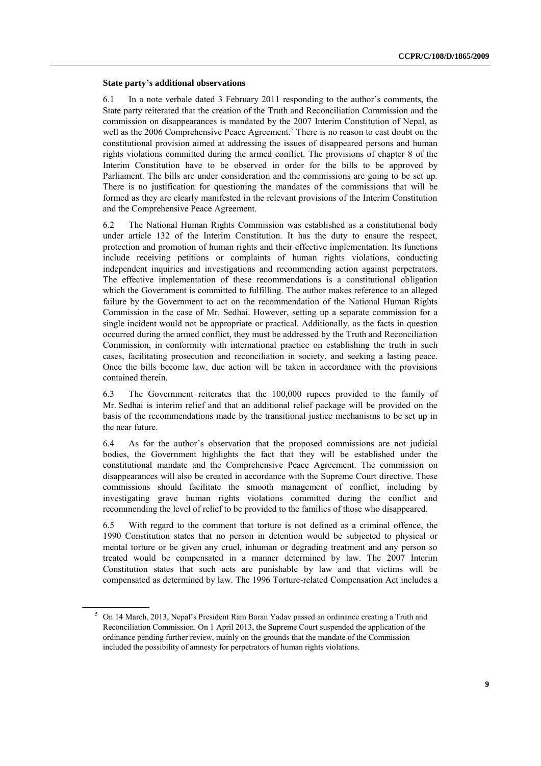### State party's additional observations

6.1 In a note verbale dated 3 February 2011 responding to the author's comments, the State party reiterated that the creation of the Truth and Reconciliation Commission and the commission on disappearances is mandated by the 2007 Interim Constitution of Nepal, as well as the 2006 Comprehensive Peace Agreement.[5] There is no reason to cast doubt on the constitutional provision aimed at addressing the issues of disappeared persons and human rights violations committed during the armed conflict. The provisions of chapter 8 of the Interim Constitution have to be observed in order for the bills to be approved by Parliament. The bills are under consideration and the commissions are going to be set up. There is no justification for questioning the mandates of the commissions that will be formed as they are clearly manifested in the relevant provisions of the Interim Constitution and the Comprehensive Peace Agreement.

6.2 The National Human Rights Commission was established as a constitutional body under article 132 of the Interim Constitution. It has the duty to ensure the respect, protection and promotion of human rights and their effective implementation. Its functions include receiving petitions or complaints of human rights violations, conducting independent inquiries and investigations and recommending action against perpetrators. The effective implementation of these recommendations is a constitutional obligation which the Government is committed to fulfilling. The author makes reference to an alleged failure by the Government to act on the recommendation of the National Human Rights Commission in the case of Mr. Sedhai. However, setting up a separate commission for a single incident would not be appropriate or practical. Additionally, as the facts in question occurred during the armed conflict, they must be addressed by the Truth and Reconciliation Commission, in conformity with international practice on establishing the truth in such cases, facilitating prosecution and reconciliation in society, and seeking a lasting peace. Once the bills become law, due action will be taken in accordance with the provisions contained therein.

6.3 The Government reiterates that the 100,000 rupees provided to the family of Mr. Sedhai is interim relief and that an additional relief package will be provided on the basis of the recommendations made by the transitional justice mechanisms to be set up in the near future.

6.4 As for the author's observation that the proposed commissions are not judicial bodies, the Government highlights the fact that they will be established under the constitutional mandate and the Comprehensive Peace Agreement. The commission on disappearances will also be created in accordance with the Supreme Court directive. These commissions should facilitate the smooth management of conflict, including by investigating grave human rights violations committed during the conflict and recommending the level of relief to be provided to the families of those who disappeared.

6.5 With regard to the comment that torture is not defined as a criminal offence, the 1990 Constitution states that no person in detention would be subjected to physical or mental torture or be given any cruel, inhuman or degrading treatment and any person so treated would be compensated in a manner determined by law. The 2007 Interim Constitution states that such acts are punishable by law and that victims will be compensated as determined by law. The 1996 Torture-related Compensation Act includes a

---

[5] On 14 March, 2013, Nepal's President Ram Baran Yadav passed an ordinance creating a Truth and Reconciliation Commission. On 1 April 2013, the Supreme Court suspended the application of the ordinance pending further review, mainly on the grounds that the mandate of the Commission included the possibility of amnesty for perpetrators of human rights violations.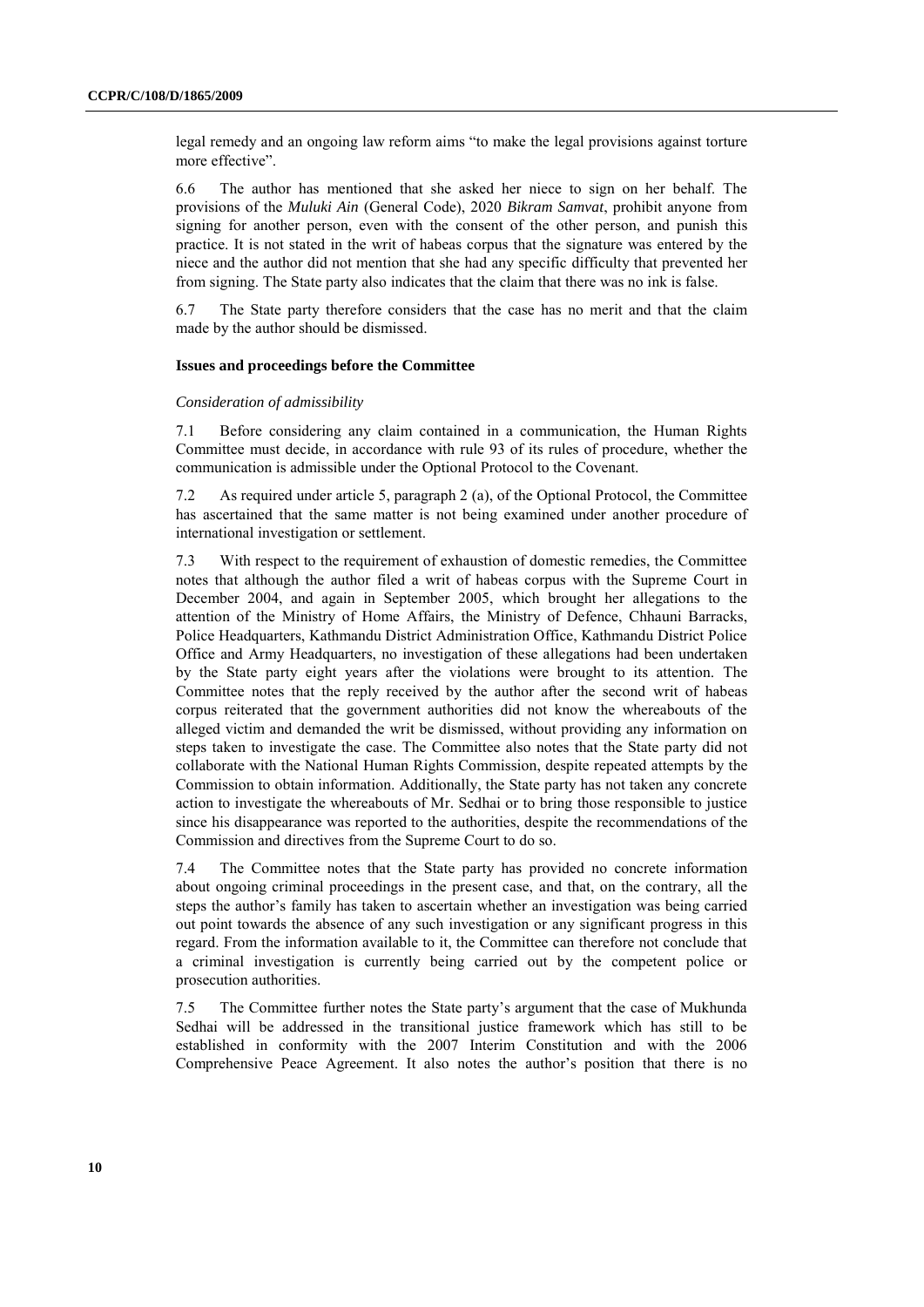legal remedy and an ongoing law reform aims "to make the legal provisions against torture more effective".

6.6 The author has mentioned that she asked her niece to sign on her behalf. The provisions of the *Muluki Ain* (General Code), 2020 *Bikram Samvat*, prohibit anyone from signing for another person, even with the consent of the other person, and punish this practice. It is not stated in the writ of habeas corpus that the signature was entered by the niece and the author did not mention that she had any specific difficulty that prevented her from signing. The State party also indicates that the claim that there was no ink is false.

6.7 The State party therefore considers that the case has no merit and that the claim made by the author should be dismissed.

### Issues and proceedings before the Committee

*Consideration of admissibility*

7.1 Before considering any claim contained in a communication, the Human Rights Committee must decide, in accordance with rule 93 of its rules of procedure, whether the communication is admissible under the Optional Protocol to the Covenant.

7.2 As required under article 5, paragraph 2 (a), of the Optional Protocol, the Committee has ascertained that the same matter is not being examined under another procedure of international investigation or settlement.

7.3 With respect to the requirement of exhaustion of domestic remedies, the Committee notes that although the author filed a writ of habeas corpus with the Supreme Court in December 2004, and again in September 2005, which brought her allegations to the attention of the Ministry of Home Affairs, the Ministry of Defence, Chhauni Barracks, Police Headquarters, Kathmandu District Administration Office, Kathmandu District Police Office and Army Headquarters, no investigation of these allegations had been undertaken by the State party eight years after the violations were brought to its attention. The Committee notes that the reply received by the author after the second writ of habeas corpus reiterated that the government authorities did not know the whereabouts of the alleged victim and demanded the writ be dismissed, without providing any information on steps taken to investigate the case. The Committee also notes that the State party did not collaborate with the National Human Rights Commission, despite repeated attempts by the Commission to obtain information. Additionally, the State party has not taken any concrete action to investigate the whereabouts of Mr. Sedhai or to bring those responsible to justice since his disappearance was reported to the authorities, despite the recommendations of the Commission and directives from the Supreme Court to do so.

7.4 The Committee notes that the State party has provided no concrete information about ongoing criminal proceedings in the present case, and that, on the contrary, all the steps the author's family has taken to ascertain whether an investigation was being carried out point towards the absence of any such investigation or any significant progress in this regard. From the information available to it, the Committee can therefore not conclude that a criminal investigation is currently being carried out by the competent police or prosecution authorities.

7.5 The Committee further notes the State party's argument that the case of Mukhunda Sedhai will be addressed in the transitional justice framework which has still to be established in conformity with the 2007 Interim Constitution and with the 2006 Comprehensive Peace Agreement. It also notes the author's position that there is no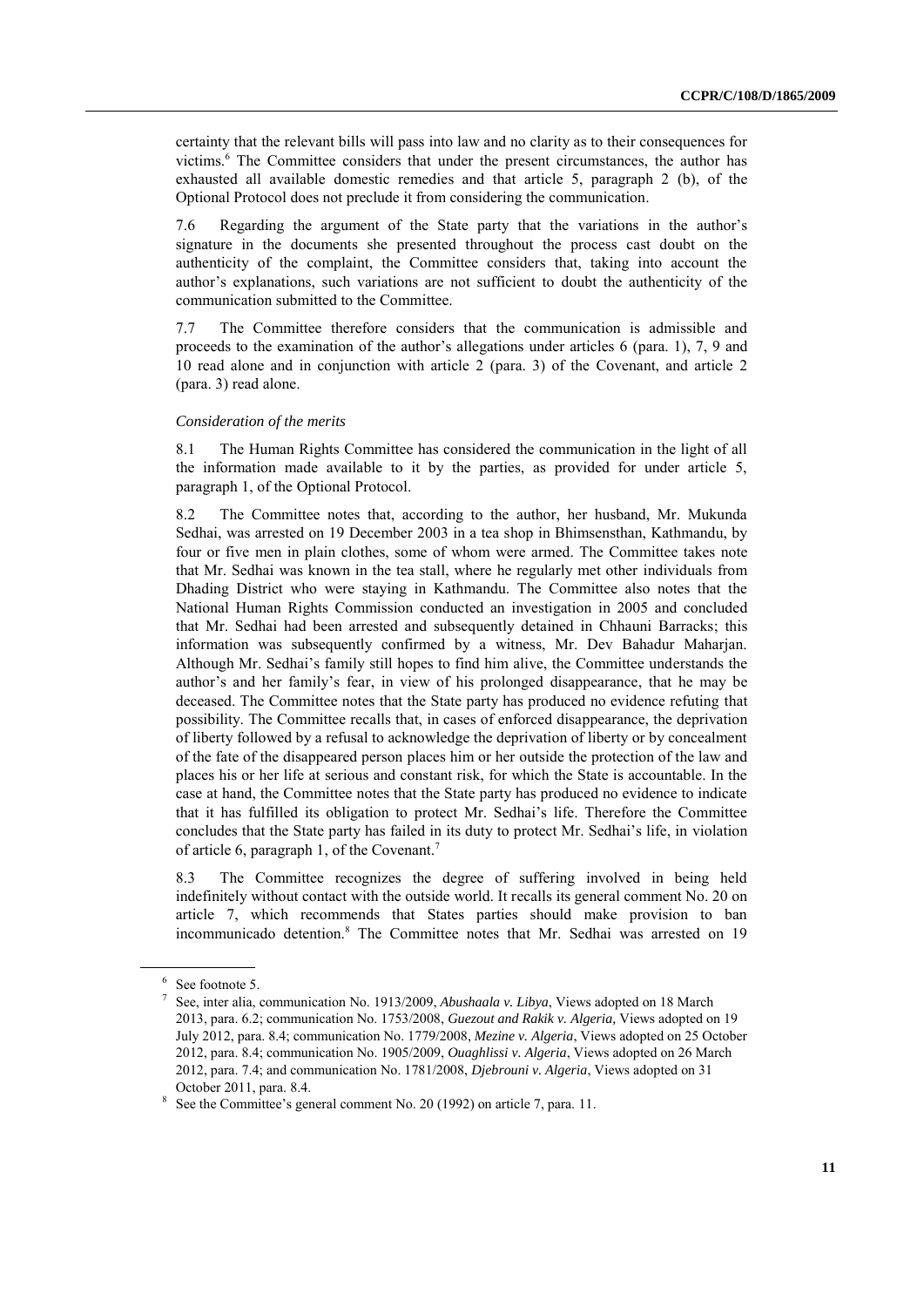certainty that the relevant bills will pass into law and no clarity as to their consequences for victims.[6] The Committee considers that under the present circumstances, the author has exhausted all available domestic remedies and that article 5, paragraph 2 (b), of the Optional Protocol does not preclude it from considering the communication.

7.6 Regarding the argument of the State party that the variations in the author's signature in the documents she presented throughout the process cast doubt on the authenticity of the complaint, the Committee considers that, taking into account the author's explanations, such variations are not sufficient to doubt the authenticity of the communication submitted to the Committee.

7.7 The Committee therefore considers that the communication is admissible and proceeds to the examination of the author's allegations under articles 6 (para. 1), 7, 9 and 10 read alone and in conjunction with article 2 (para. 3) of the Covenant, and article 2 (para. 3) read alone.

*Consideration of the merits*

8.1 The Human Rights Committee has considered the communication in the light of all the information made available to it by the parties, as provided for under article 5, paragraph 1, of the Optional Protocol.

8.2 The Committee notes that, according to the author, her husband, Mr. Mukunda Sedhai, was arrested on 19 December 2003 in a tea shop in Bhimsensthan, Kathmandu, by four or five men in plain clothes, some of whom were armed. The Committee takes note that Mr. Sedhai was known in the tea stall, where he regularly met other individuals from Dhading District who were staying in Kathmandu. The Committee also notes that the National Human Rights Commission conducted an investigation in 2005 and concluded that Mr. Sedhai had been arrested and subsequently detained in Chhauni Barracks; this information was subsequently confirmed by a witness, Mr. Dev Bahadur Maharjan. Although Mr. Sedhai's family still hopes to find him alive, the Committee understands the author's and her family's fear, in view of his prolonged disappearance, that he may be deceased. The Committee notes that the State party has produced no evidence refuting that possibility. The Committee recalls that, in cases of enforced disappearance, the deprivation of liberty followed by a refusal to acknowledge the deprivation of liberty or by concealment of the fate of the disappeared person places him or her outside the protection of the law and places his or her life at serious and constant risk, for which the State is accountable. In the case at hand, the Committee notes that the State party has produced no evidence to indicate that it has fulfilled its obligation to protect Mr. Sedhai's life. Therefore the Committee concludes that the State party has failed in its duty to protect Mr. Sedhai's life, in violation of article 6, paragraph 1, of the Covenant.[7]

8.3 The Committee recognizes the degree of suffering involved in being held indefinitely without contact with the outside world. It recalls its general comment No. 20 on article 7, which recommends that States parties should make provision to ban incommunicado detention.[8] The Committee notes that Mr. Sedhai was arrested on 19

---

[6] See footnote 5.

[7] See, inter alia, communication No. 1913/2009, *Abushaala v. Libya*, Views adopted on 18 March 2013, para. 6.2; communication No. 1753/2008, *Guezout and Rakik v. Algeria,* Views adopted on 19 July 2012, para. 8.4; communication No. 1779/2008, *Mezine v. Algeria*, Views adopted on 25 October 2012, para. 8.4; communication No. 1905/2009, *Ouaghlissi v. Algeria*, Views adopted on 26 March 2012, para. 7.4; and communication No. 1781/2008, *Djebrouni v. Algeria*, Views adopted on 31 October 2011, para. 8.4.

[8] See the Committee's general comment No. 20 (1992) on article 7, para. 11.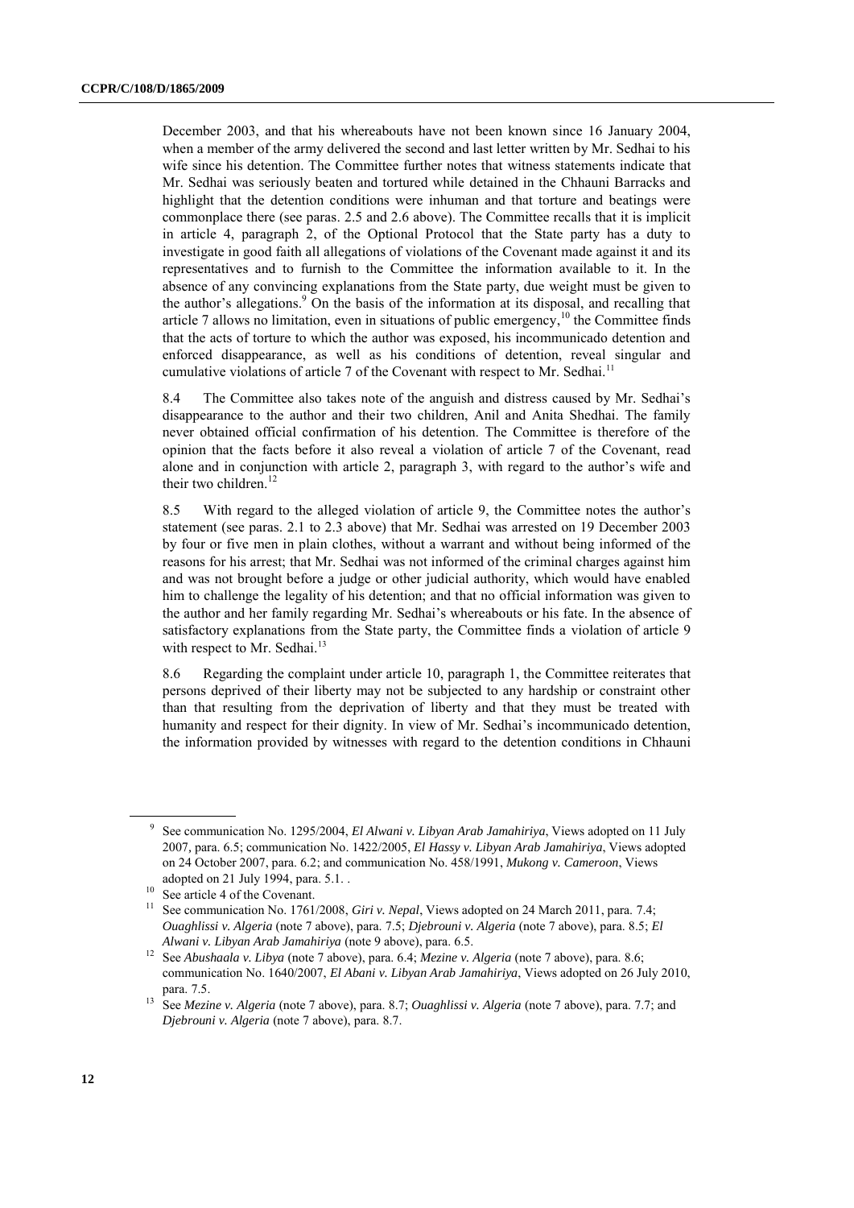December 2003, and that his whereabouts have not been known since 16 January 2004, when a member of the army delivered the second and last letter written by Mr. Sedhai to his wife since his detention. The Committee further notes that witness statements indicate that Mr. Sedhai was seriously beaten and tortured while detained in the Chhauni Barracks and highlight that the detention conditions were inhuman and that torture and beatings were commonplace there (see paras. 2.5 and 2.6 above). The Committee recalls that it is implicit in article 4, paragraph 2, of the Optional Protocol that the State party has a duty to investigate in good faith all allegations of violations of the Covenant made against it and its representatives and to furnish to the Committee the information available to it. In the absence of any convincing explanations from the State party, due weight must be given to the author's allegations.[9] On the basis of the information at its disposal, and recalling that article 7 allows no limitation, even in situations of public emergency,[10] the Committee finds that the acts of torture to which the author was exposed, his incommunicado detention and enforced disappearance, as well as his conditions of detention, reveal singular and cumulative violations of article 7 of the Covenant with respect to Mr. Sedhai.[11]

8.4 The Committee also takes note of the anguish and distress caused by Mr. Sedhai's disappearance to the author and their two children, Anil and Anita Shedhai. The family never obtained official confirmation of his detention. The Committee is therefore of the opinion that the facts before it also reveal a violation of article 7 of the Covenant, read alone and in conjunction with article 2, paragraph 3, with regard to the author's wife and their two children.[12]

8.5 With regard to the alleged violation of article 9, the Committee notes the author's statement (see paras. 2.1 to 2.3 above) that Mr. Sedhai was arrested on 19 December 2003 by four or five men in plain clothes, without a warrant and without being informed of the reasons for his arrest; that Mr. Sedhai was not informed of the criminal charges against him and was not brought before a judge or other judicial authority, which would have enabled him to challenge the legality of his detention; and that no official information was given to the author and her family regarding Mr. Sedhai's whereabouts or his fate. In the absence of satisfactory explanations from the State party, the Committee finds a violation of article 9 with respect to Mr. Sedhai.[13]

8.6 Regarding the complaint under article 10, paragraph 1, the Committee reiterates that persons deprived of their liberty may not be subjected to any hardship or constraint other than that resulting from the deprivation of liberty and that they must be treated with humanity and respect for their dignity. In view of Mr. Sedhai's incommunicado detention, the information provided by witnesses with regard to the detention conditions in Chhauni

---

[9] See communication No. 1295/2004, *El Alwani v. Libyan Arab Jamahiriya*, Views adopted on 11 July 2007, para. 6.5; communication No. 1422/2005, *El Hassy v. Libyan Arab Jamahiriya*, Views adopted on 24 October 2007, para. 6.2; and communication No. 458/1991, *Mukong v. Cameroon*, Views adopted on 21 July 1994, para. 5.1. .

[10] See article 4 of the Covenant.

[11] See communication No. 1761/2008, *Giri v. Nepal*, Views adopted on 24 March 2011, para. 7.4; *Ouaghlissi v. Algeria* (note 7 above), para. 7.5; *Djebrouni v. Algeria* (note 7 above), para. 8.5; *El Alwani v. Libyan Arab Jamahiriya* (note 9 above), para. 6.5.

[12] See *Abushaala v. Libya* (note 7 above), para. 6.4; *Mezine v. Algeria* (note 7 above), para. 8.6; communication No. 1640/2007, *El Abani v. Libyan Arab Jamahiriya*, Views adopted on 26 July 2010, para. 7.5.

[13] See *Mezine v. Algeria* (note 7 above), para. 8.7; *Ouaghlissi v. Algeria* (note 7 above), para. 7.7; and *Djebrouni v. Algeria* (note 7 above), para. 8.7.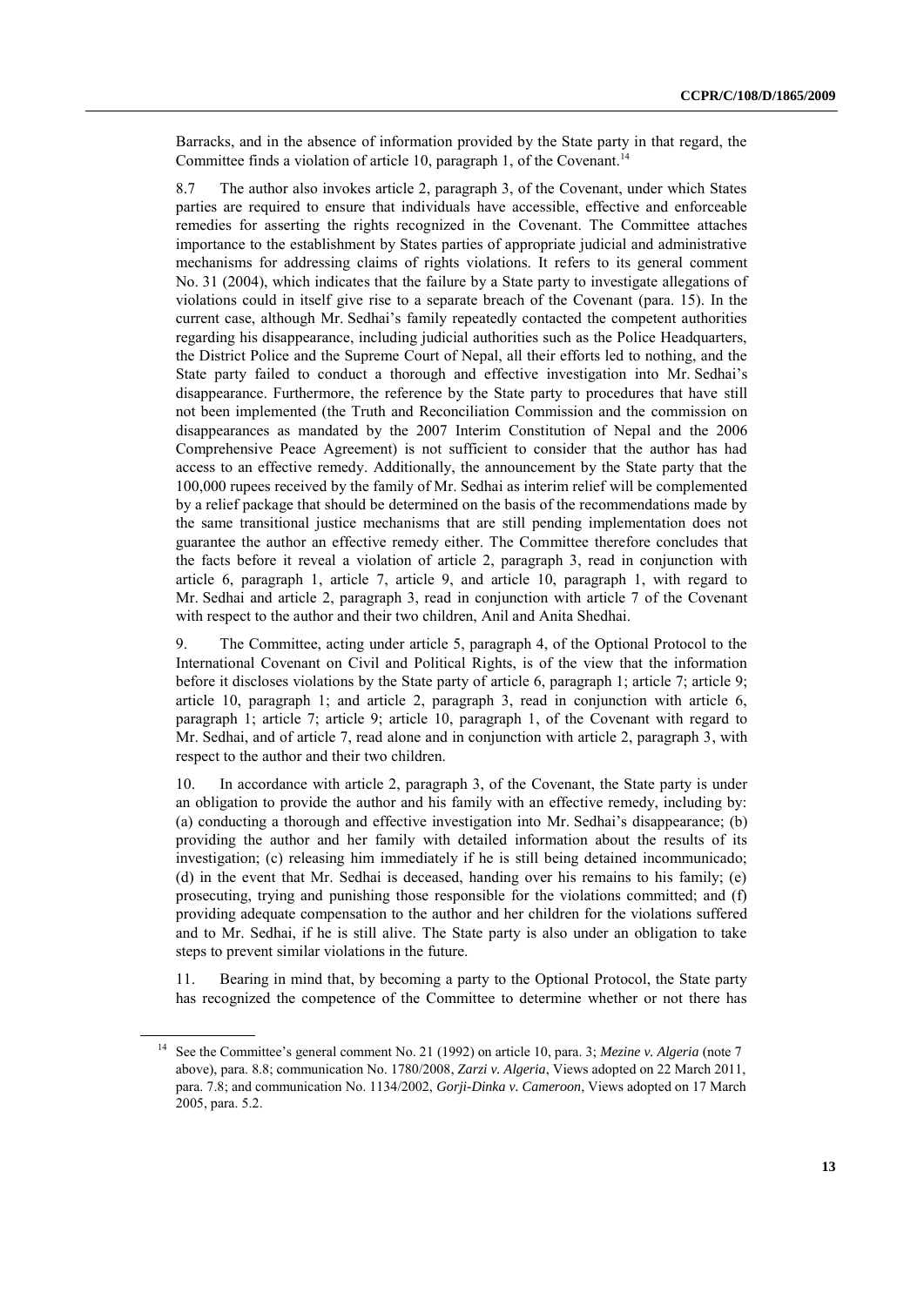Barracks, and in the absence of information provided by the State party in that regard, the Committee finds a violation of article 10, paragraph 1, of the Covenant.[14]

8.7 The author also invokes article 2, paragraph 3, of the Covenant, under which States parties are required to ensure that individuals have accessible, effective and enforceable remedies for asserting the rights recognized in the Covenant. The Committee attaches importance to the establishment by States parties of appropriate judicial and administrative mechanisms for addressing claims of rights violations. It refers to its general comment No. 31 (2004), which indicates that the failure by a State party to investigate allegations of violations could in itself give rise to a separate breach of the Covenant (para. 15). In the current case, although Mr. Sedhai's family repeatedly contacted the competent authorities regarding his disappearance, including judicial authorities such as the Police Headquarters, the District Police and the Supreme Court of Nepal, all their efforts led to nothing, and the State party failed to conduct a thorough and effective investigation into Mr. Sedhai's disappearance. Furthermore, the reference by the State party to procedures that have still not been implemented (the Truth and Reconciliation Commission and the commission on disappearances as mandated by the 2007 Interim Constitution of Nepal and the 2006 Comprehensive Peace Agreement) is not sufficient to consider that the author has had access to an effective remedy. Additionally, the announcement by the State party that the 100,000 rupees received by the family of Mr. Sedhai as interim relief will be complemented by a relief package that should be determined on the basis of the recommendations made by the same transitional justice mechanisms that are still pending implementation does not guarantee the author an effective remedy either. The Committee therefore concludes that the facts before it reveal a violation of article 2, paragraph 3, read in conjunction with article 6, paragraph 1, article 7, article 9, and article 10, paragraph 1, with regard to Mr. Sedhai and article 2, paragraph 3, read in conjunction with article 7 of the Covenant with respect to the author and their two children, Anil and Anita Shedhai.

9. The Committee, acting under article 5, paragraph 4, of the Optional Protocol to the International Covenant on Civil and Political Rights, is of the view that the information before it discloses violations by the State party of article 6, paragraph 1; article 7; article 9; article 10, paragraph 1; and article 2, paragraph 3, read in conjunction with article 6, paragraph 1; article 7; article 9; article 10, paragraph 1, of the Covenant with regard to Mr. Sedhai, and of article 7, read alone and in conjunction with article 2, paragraph 3, with respect to the author and their two children.

10. In accordance with article 2, paragraph 3, of the Covenant, the State party is under an obligation to provide the author and his family with an effective remedy, including by: (a) conducting a thorough and effective investigation into Mr. Sedhai's disappearance; (b) providing the author and her family with detailed information about the results of its investigation; (c) releasing him immediately if he is still being detained incommunicado; (d) in the event that Mr. Sedhai is deceased, handing over his remains to his family; (e) prosecuting, trying and punishing those responsible for the violations committed; and (f) providing adequate compensation to the author and her children for the violations suffered and to Mr. Sedhai, if he is still alive. The State party is also under an obligation to take steps to prevent similar violations in the future.

11. Bearing in mind that, by becoming a party to the Optional Protocol, the State party has recognized the competence of the Committee to determine whether or not there has

[14] See the Committee's general comment No. 21 (1992) on article 10, para. 3; *Mezine v. Algeria* (note 7 above), para. 8.8; communication No. 1780/2008, *Zarzi v. Algeria*, Views adopted on 22 March 2011, para. 7.8; and communication No. 1134/2002, *Gorji-Dinka v. Cameroon*, Views adopted on 17 March 2005, para. 5.2.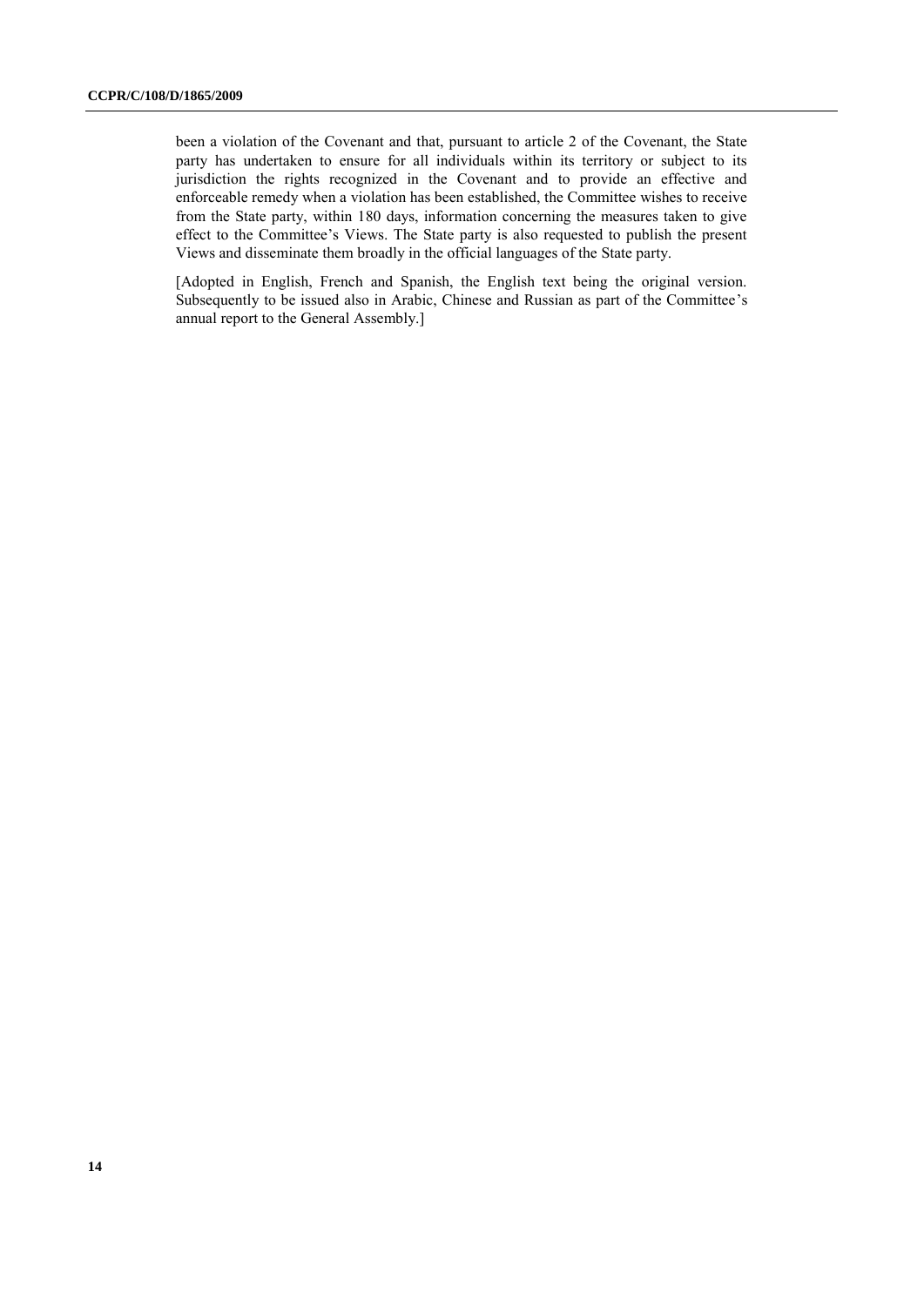been a violation of the Covenant and that, pursuant to article 2 of the Covenant, the State party has undertaken to ensure for all individuals within its territory or subject to its jurisdiction the rights recognized in the Covenant and to provide an effective and enforceable remedy when a violation has been established, the Committee wishes to receive from the State party, within 180 days, information concerning the measures taken to give effect to the Committee's Views. The State party is also requested to publish the present Views and disseminate them broadly in the official languages of the State party.

[Adopted in English, French and Spanish, the English text being the original version. Subsequently to be issued also in Arabic, Chinese and Russian as part of the Committee's annual report to the General Assembly.]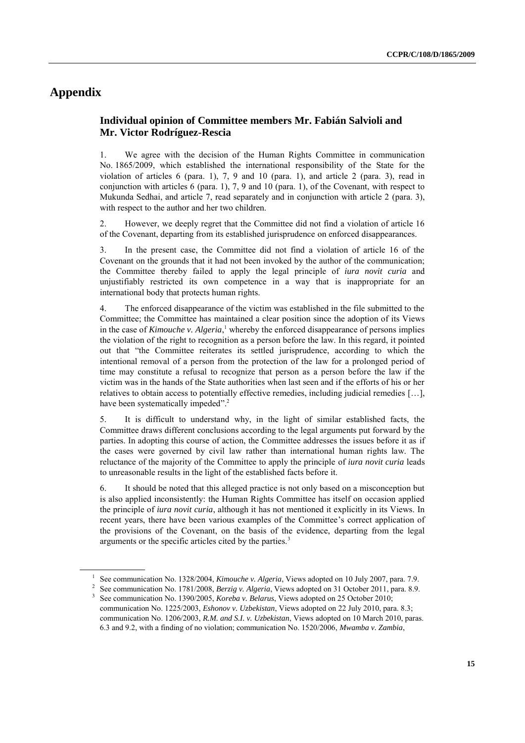# Appendix

### Individual opinion of Committee members Mr. Fabián Salvioli and Mr. Victor Rodríguez-Rescia

1. We agree with the decision of the Human Rights Committee in communication No. 1865/2009, which established the international responsibility of the State for the violation of articles 6 (para. 1), 7, 9 and 10 (para. 1), and article 2 (para. 3), read in conjunction with articles 6 (para. 1), 7, 9 and 10 (para. 1), of the Covenant, with respect to Mukunda Sedhai, and article 7, read separately and in conjunction with article 2 (para. 3), with respect to the author and her two children.

2. However, we deeply regret that the Committee did not find a violation of article 16 of the Covenant, departing from its established jurisprudence on enforced disappearances.

3. In the present case, the Committee did not find a violation of article 16 of the Covenant on the grounds that it had not been invoked by the author of the communication; the Committee thereby failed to apply the legal principle of *iura novit curia* and unjustifiably restricted its own competence in a way that is inappropriate for an international body that protects human rights.

4. The enforced disappearance of the victim was established in the file submitted to the Committee; the Committee has maintained a clear position since the adoption of its Views in the case of *Kimouche v. Algeria*,[1] whereby the enforced disappearance of persons implies the violation of the right to recognition as a person before the law. In this regard, it pointed out that "the Committee reiterates its settled jurisprudence, according to which the intentional removal of a person from the protection of the law for a prolonged period of time may constitute a refusal to recognize that person as a person before the law if the victim was in the hands of the State authorities when last seen and if the efforts of his or her relatives to obtain access to potentially effective remedies, including judicial remedies […], have been systematically impeded".[2]

5. It is difficult to understand why, in the light of similar established facts, the Committee draws different conclusions according to the legal arguments put forward by the parties. In adopting this course of action, the Committee addresses the issues before it as if the cases were governed by civil law rather than international human rights law. The reluctance of the majority of the Committee to apply the principle of *iura novit curia* leads to unreasonable results in the light of the established facts before it.

6. It should be noted that this alleged practice is not only based on a misconception but is also applied inconsistently: the Human Rights Committee has itself on occasion applied the principle of *iura novit curia*, although it has not mentioned it explicitly in its Views. In recent years, there have been various examples of the Committee's correct application of the provisions of the Covenant, on the basis of the evidence, departing from the legal arguments or the specific articles cited by the parties.[3]

---

[1] See communication No. 1328/2004, *Kimouche v. Algeria*, Views adopted on 10 July 2007, para. 7.9.

[2] See communication No. 1781/2008, *Berzig v. Algeria*, Views adopted on 31 October 2011, para. 8.9.

[3] See communication No. 1390/2005, *Koreba v. Belarus*, Views adopted on 25 October 2010; communication No. 1225/2003, *Eshonov v. Uzbekistan*, Views adopted on 22 July 2010, para. 8.3; communication No. 1206/2003, *R.M. and S.I. v. Uzbekistan*, Views adopted on 10 March 2010, paras. 6.3 and 9.2, with a finding of no violation; communication No. 1520/2006, *Mwamba v. Zambia*,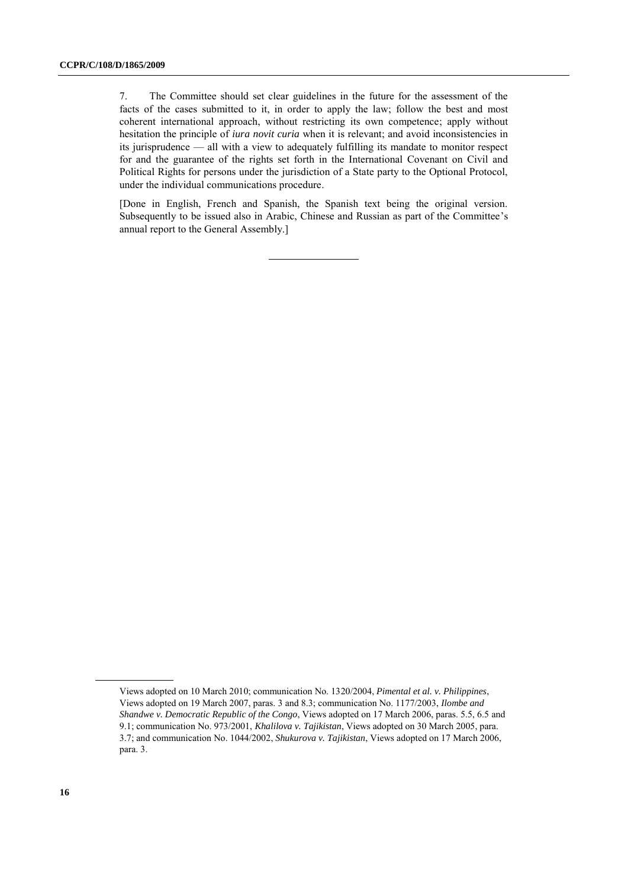7. The Committee should set clear guidelines in the future for the assessment of the facts of the cases submitted to it, in order to apply the law; follow the best and most coherent international approach, without restricting its own competence; apply without hesitation the principle of *iura novit curia* when it is relevant; and avoid inconsistencies in its jurisprudence — all with a view to adequately fulfilling its mandate to monitor respect for and the guarantee of the rights set forth in the International Covenant on Civil and Political Rights for persons under the jurisdiction of a State party to the Optional Protocol, under the individual communications procedure.

[Done in English, French and Spanish, the Spanish text being the original version. Subsequently to be issued also in Arabic, Chinese and Russian as part of the Committee's annual report to the General Assembly.]

---

Views adopted on 10 March 2010; communication No. 1320/2004, *Pimentel et al. v. Philippines*, Views adopted on 19 March 2007, paras. 3 and 8.3; communication No. 1177/2003, *Ilombe and Shandwe v. Democratic Republic of the Congo*, Views adopted on 17 March 2006, paras. 5.5, 6.5 and 9.1; communication No. 973/2001, *Khalilova v. Tajikistan*, Views adopted on 30 March 2005, para. 3.7; and communication No. 1044/2002, *Shukurova v. Tajikistan*, Views adopted on 17 March 2006, para. 3.